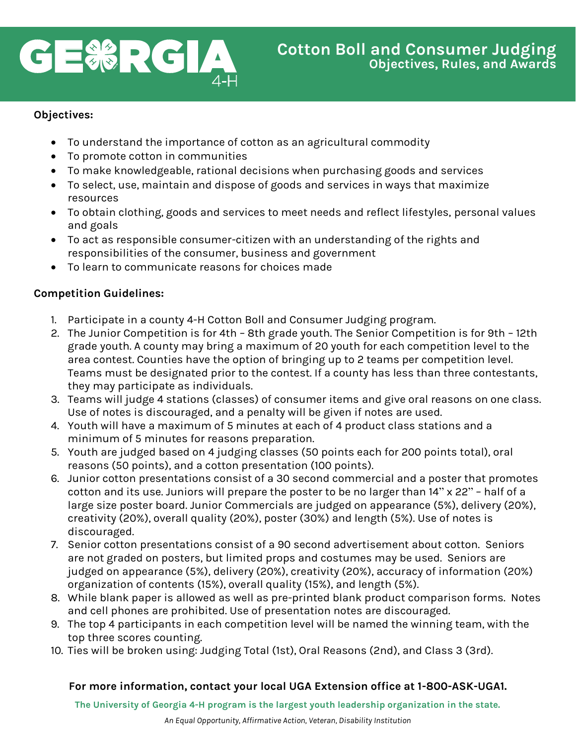# GEORGIA 4-H

## Cotton Boll and Consumer Judging
### Objectives, Rules, and Awards

**Objectives:**

- To understand the importance of cotton as an agricultural commodity
- To promote cotton in communities
- To make knowledgeable, rational decisions when purchasing goods and services
- To select, use, maintain and dispose of goods and services in ways that maximize resources
- To obtain clothing, goods and services to meet needs and reflect lifestyles, personal values and goals
- To act as responsible consumer-citizen with an understanding of the rights and responsibilities of the consumer, business and government
- To learn to communicate reasons for choices made

**Competition Guidelines:**

1. Participate in a county 4-H Cotton Boll and Consumer Judging program.
2. The Junior Competition is for 4th – 8th grade youth. The Senior Competition is for 9th – 12th grade youth. A county may bring a maximum of 20 youth for each competition level to the area contest. Counties have the option of bringing up to 2 teams per competition level. Teams must be designated prior to the contest. If a county has less than three contestants, they may participate as individuals.
3. Teams will judge 4 stations (classes) of consumer items and give oral reasons on one class. Use of notes is discouraged, and a penalty will be given if notes are used.
4. Youth will have a maximum of 5 minutes at each of 4 product class stations and a minimum of 5 minutes for reasons preparation.
5. Youth are judged based on 4 judging classes (50 points each for 200 points total), oral reasons (50 points), and a cotton presentation (100 points).
6. Junior cotton presentations consist of a 30 second commercial and a poster that promotes cotton and its use. Juniors will prepare the poster to be no larger than 14" x 22" – half of a large size poster board. Junior Commercials are judged on appearance (5%), delivery (20%), creativity (20%), overall quality (20%), poster (30%) and length (5%). Use of notes is discouraged.
7. Senior cotton presentations consist of a 90 second advertisement about cotton. Seniors are not graded on posters, but limited props and costumes may be used. Seniors are judged on appearance (5%), delivery (20%), creativity (20%), accuracy of information (20%) organization of contents (15%), overall quality (15%), and length (5%).
8. While blank paper is allowed as well as pre-printed blank product comparison forms. Notes and cell phones are prohibited. Use of presentation notes are discouraged.
9. The top 4 participants in each competition level will be named the winning team, with the top three scores counting.
10. Ties will be broken using: Judging Total (1st), Oral Reasons (2nd), and Class 3 (3rd).

**For more information, contact your local UGA Extension office at 1-800-ASK-UGA1.**

**The University of Georgia 4-H program is the largest youth leadership organization in the state.**

*An Equal Opportunity, Affirmative Action, Veteran, Disability Institution*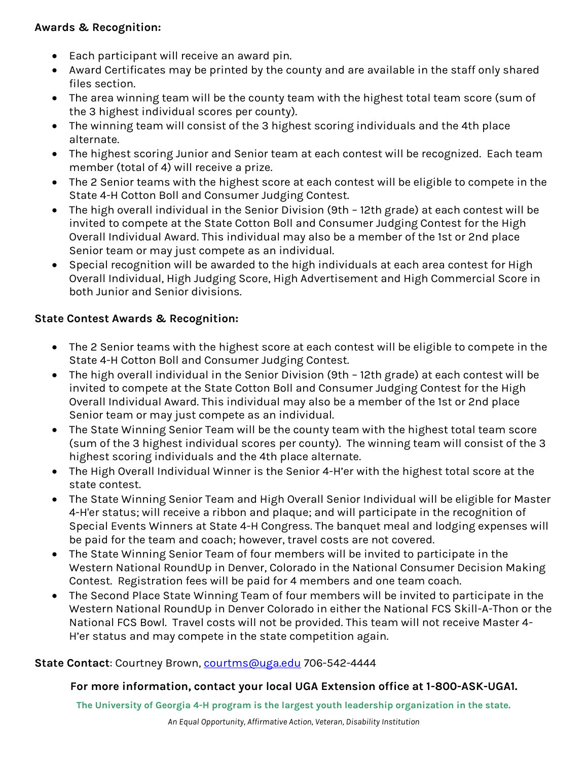**Awards & Recognition:**

- Each participant will receive an award pin.
- Award Certificates may be printed by the county and are available in the staff only shared files section.
- The area winning team will be the county team with the highest total team score (sum of the 3 highest individual scores per county).
- The winning team will consist of the 3 highest scoring individuals and the 4th place alternate.
- The highest scoring Junior and Senior team at each contest will be recognized. Each team member (total of 4) will receive a prize.
- The 2 Senior teams with the highest score at each contest will be eligible to compete in the State 4-H Cotton Boll and Consumer Judging Contest.
- The high overall individual in the Senior Division (9th – 12th grade) at each contest will be invited to compete at the State Cotton Boll and Consumer Judging Contest for the High Overall Individual Award. This individual may also be a member of the 1st or 2nd place Senior team or may just compete as an individual.
- Special recognition will be awarded to the high individuals at each area contest for High Overall Individual, High Judging Score, High Advertisement and High Commercial Score in both Junior and Senior divisions.

**State Contest Awards & Recognition:**

- The 2 Senior teams with the highest score at each contest will be eligible to compete in the State 4-H Cotton Boll and Consumer Judging Contest.
- The high overall individual in the Senior Division (9th – 12th grade) at each contest will be invited to compete at the State Cotton Boll and Consumer Judging Contest for the High Overall Individual Award. This individual may also be a member of the 1st or 2nd place Senior team or may just compete as an individual.
- The State Winning Senior Team will be the county team with the highest total team score (sum of the 3 highest individual scores per county). The winning team will consist of the 3 highest scoring individuals and the 4th place alternate.
- The High Overall Individual Winner is the Senior 4-H'er with the highest total score at the state contest.
- The State Winning Senior Team and High Overall Senior Individual will be eligible for Master 4-H'er status; will receive a ribbon and plaque; and will participate in the recognition of Special Events Winners at State 4-H Congress. The banquet meal and lodging expenses will be paid for the team and coach; however, travel costs are not covered.
- The State Winning Senior Team of four members will be invited to participate in the Western National RoundUp in Denver, Colorado in the National Consumer Decision Making Contest. Registration fees will be paid for 4 members and one team coach.
- The Second Place State Winning Team of four members will be invited to participate in the Western National RoundUp in Denver Colorado in either the National FCS Skill-A-Thon or the National FCS Bowl. Travel costs will not be provided. This team will not receive Master 4-H'er status and may compete in the state competition again.

**State Contact**: Courtney Brown, courtms@uga.edu 706-542-4444

**For more information, contact your local UGA Extension office at 1-800-ASK-UGA1.**

**The University of Georgia 4-H program is the largest youth leadership organization in the state.**

*An Equal Opportunity, Affirmative Action, Veteran, Disability Institution*